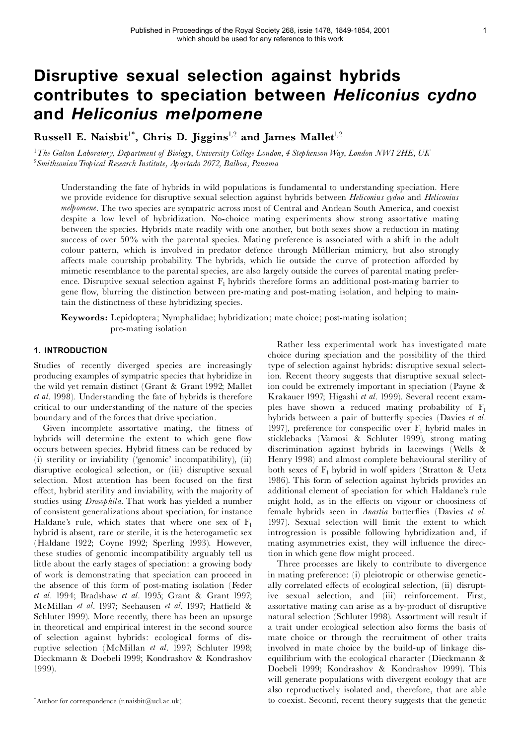# Disruptive sexual selection against hybrids contributes to speciation between *Heliconius cydno* and *Heliconius melpomene*

**Russell E. Naisbit[1*], Chris D. Jiggins[1,2] and James Mallet[1,2]**

[1]*The Galton Laboratory, Department of Biology, University College London, 4 Stephenson Way, London NW1 2HE, UK*
[2]*Smithsonian Tropical Research Institute, Apartado 2072, Balboa, Panama*

Understanding the fate of hybrids in wild populations is fundamental to understanding speciation. Here we provide evidence for disruptive sexual selection against hybrids between *Heliconius cydno* and *Heliconius melpomene*. The two species are sympatric across most of Central and Andean South America, and coexist despite a low level of hybridization. No-choice mating experiments show strong assortative mating between the species. Hybrids mate readily with one another, but both sexes show a reduction in mating success of over 50% with the parental species. Mating preference is associated with a shift in the adult colour pattern, which is involved in predator defence through Müllerian mimicry, but also strongly affects male courtship probability. The hybrids, which lie outside the curve of protection afforded by mimetic resemblance to the parental species, are also largely outside the curves of parental mating preference. Disruptive sexual selection against $F_1$ hybrids therefore forms an additional post-mating barrier to gene flow, blurring the distinction between pre-mating and post-mating isolation, and helping to maintain the distinctness of these hybridizing species.

**Keywords:** Lepidoptera; Nymphalidae; hybridization; mate choice; post-mating isolation; pre-mating isolation

## 1. INTRODUCTION

Studies of recently diverged species are increasingly producing examples of sympatric species that hybridize in the wild yet remain distinct (Grant & Grant 1992; Mallet *et al.* 1998). Understanding the fate of hybrids is therefore critical to our understanding of the nature of the species boundary and of the forces that drive speciation.

Given incomplete assortative mating, the fitness of hybrids will determine the extent to which gene flow occurs between species. Hybrid fitness can be reduced by (i) sterility or inviability ('genomic' incompatibility), (ii) disruptive ecological selection, or (iii) disruptive sexual selection. Most attention has been focused on the first effect, hybrid sterility and inviability, with the majority of studies using *Drosophila*. That work has yielded a number of consistent generalizations about speciation, for instance Haldane's rule, which states that where one sex of $F_1$ hybrid is absent, rare or sterile, it is the heterogametic sex (Haldane 1922; Coyne 1992; Sperling 1993). However, these studies of genomic incompatibility arguably tell us little about the early stages of speciation: a growing body of work is demonstrating that speciation can proceed in the absence of this form of post-mating isolation (Feder *et al.* 1994; Bradshaw *et al.* 1995; Grant & Grant 1997; McMillan *et al.* 1997; Seehausen *et al.* 1997; Hatfield & Schluter 1999). More recently, there has been an upsurge in theoretical and empirical interest in the second source of selection against hybrids: ecological forms of disruptive selection (McMillan *et al.* 1997; Schluter 1998; Dieckmann & Doebeli 1999; Kondrashov & Kondrashov 1999).

Rather less experimental work has investigated mate choice during speciation and the possibility of the third type of selection against hybrids: disruptive sexual selection. Recent theory suggests that disruptive sexual selection could be extremely important in speciation (Payne & Krakauer 1997; Higashi *et al.* 1999). Several recent examples have shown a reduced mating probability of $F_1$ hybrids between a pair of butterfly species (Davies *et al.* 1997), preference for conspecific over $F_1$ hybrid males in sticklebacks (Vamosi & Schluter 1999), strong mating discrimination against hybrids in lacewings (Wells & Henry 1998) and almost complete behavioural sterility of both sexes of $F_1$ hybrid in wolf spiders (Stratton & Uetz 1986). This form of selection against hybrids provides an additional element of speciation for which Haldane's rule might hold, as in the effects on vigour or choosiness of female hybrids seen in *Anartia* butterflies (Davies *et al.* 1997). Sexual selection will limit the extent to which introgression is possible following hybridization and, if mating asymmetries exist, they will influence the direction in which gene flow might proceed.

Three processes are likely to contribute to divergence in mating preference: (i) pleiotropic or otherwise genetically correlated effects of ecological selection, (ii) disruptive sexual selection, and (iii) reinforcement. First, assortative mating can arise as a by-product of disruptive natural selection (Schluter 1998). Assortment will result if a trait under ecological selection also forms the basis of mate choice or through the recruitment of other traits involved in mate choice by the build-up of linkage disequilibrium with the ecological character (Dieckmann & Doebeli 1999; Kondrashov & Kondrashov 1999). This will generate populations with divergent ecology that are also reproductively isolated and, therefore, that are able to coexist. Second, recent theory suggests that the genetic

*Author for correspondence (r.naisbit@ucl.ac.uk).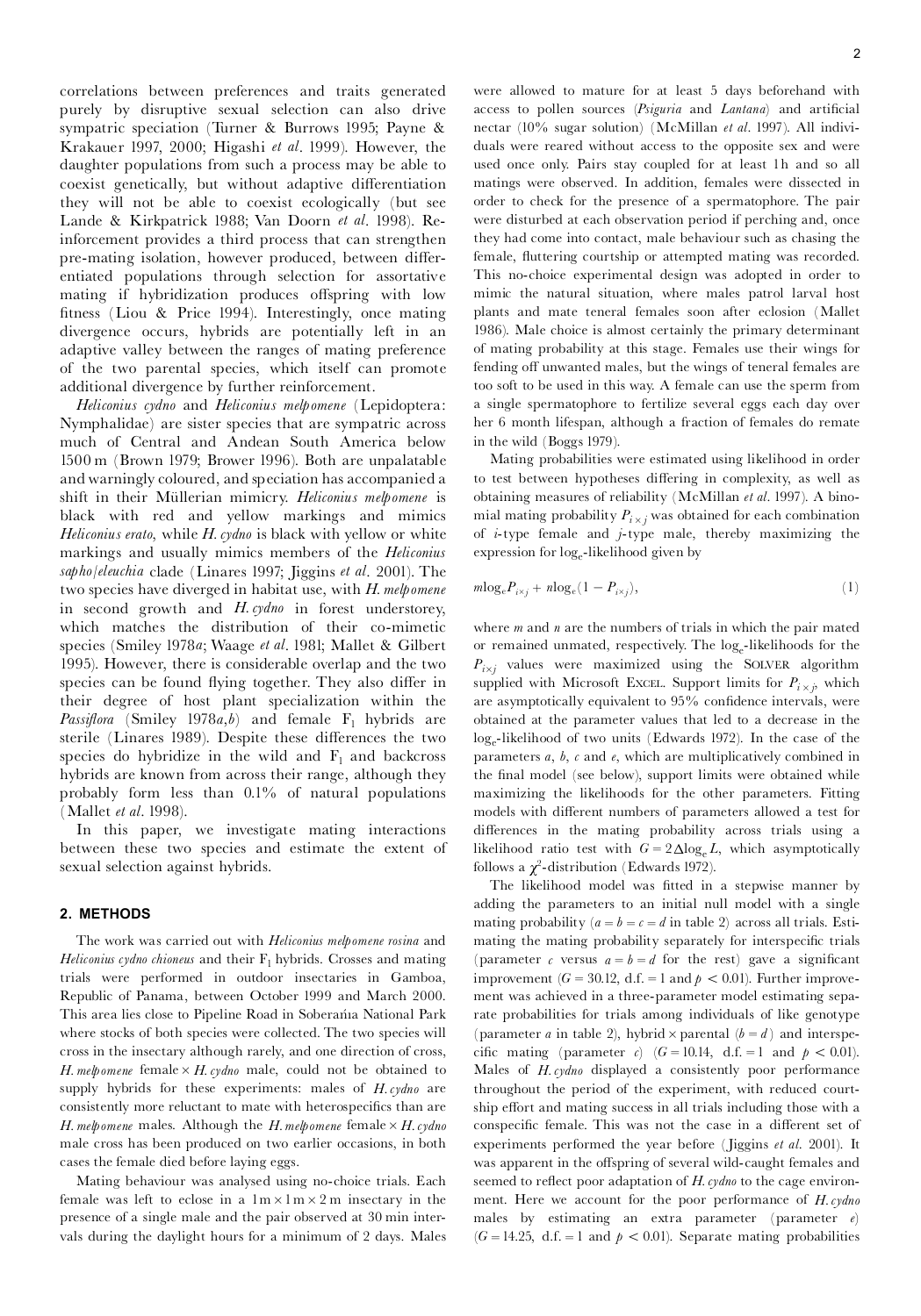correlations between preferences and traits generated purely by disruptive sexual selection can also drive sympatric speciation (Turner & Burrows 1995; Payne & Krakauer 1997, 2000; Higashi *et al*. 1999). However, the daughter populations from such a process may be able to coexist genetically, but without adaptive differentiation they will not be able to coexist ecologically (but see Lande & Kirkpatrick 1988; Van Doorn *et al*. 1998). Reinforcement provides a third process that can strengthen pre-mating isolation, however produced, between differentiated populations through selection for assortative mating if hybridization produces offspring with low fitness (Liou & Price 1994). Interestingly, once mating divergence occurs, hybrids are potentially left in an adaptive valley between the ranges of mating preference of the two parental species, which itself can promote additional divergence by further reinforcement.

*Heliconius cydno* and *Heliconius melpomene* (Lepidoptera: Nymphalidae) are sister species that are sympatric across much of Central and Andean South America below 1500 m (Brown 1979; Brower 1996). Both are unpalatable and warningly coloured, and speciation has accompanied a shift in their Müllerian mimicry. *Heliconius melpomene* is black with red and yellow markings and mimics *Heliconius erato*, while *H. cydno* is black with yellow or white markings and usually mimics members of the *Heliconius sapho/eleuchia* clade (Linares 1997; Jiggins *et al*. 2001). The two species have diverged in habitat use, with *H. melpomene* in second growth and *H. cydno* in forest understorey, which matches the distribution of their co-mimetic species (Smiley 1978*a*; Waage *et al*. 1981; Mallet & Gilbert 1995). However, there is considerable overlap and the two species can be found flying together. They also differ in their degree of host plant specialization within the *Passiflora* (Smiley 1978*a*,*b*) and female $F_1$ hybrids are sterile (Linares 1989). Despite these differences the two species do hybridize in the wild and $F_1$ and backcross hybrids are known from across their range, although they probably form less than 0.1% of natural populations (Mallet *et al*. 1998).

In this paper, we investigate mating interactions between these two species and estimate the extent of sexual selection against hybrids.

## 2. METHODS

The work was carried out with *Heliconius melpomene rosina* and *Heliconius cydno chioneus* and their $F_1$ hybrids. Crosses and mating trials were performed in outdoor insectaries in Gamboa, Republic of Panama, between October 1999 and March 2000. This area lies close to Pipeline Road in Soberanía National Park where stocks of both species were collected. The two species will cross in the insectary although rarely, and one direction of cross, *H. melpomene* female × *H. cydno* male, could not be obtained to supply hybrids for these experiments: males of *H. cydno* are consistently more reluctant to mate with heterospecifics than are *H. melpomene* males. Although the *H. melpomene* female × *H. cydno* male cross has been produced on two earlier occasions, in both cases the female died before laying eggs.

Mating behaviour was analysed using no-choice trials. Each female was left to eclose in a 1 m × 1 m × 2 m insectary in the presence of a single male and the pair observed at 30 min intervals during the daylight hours for a minimum of 2 days. Males were allowed to mature for at least 5 days beforehand with access to pollen sources (*Psiguria* and *Lantana*) and artificial nectar (10% sugar solution) (McMillan *et al*. 1997). All individuals were reared without access to the opposite sex and were used once only. Pairs stay coupled for at least 1 h and so all matings were observed. In addition, females were dissected in order to check for the presence of a spermatophore. The pair were disturbed at each observation period if perching and, once they had come into contact, male behaviour such as chasing the female, fluttering courtship or attempted mating was recorded. This no-choice experimental design was adopted in order to mimic the natural situation, where males patrol larval host plants and mate teneral females soon after eclosion (Mallet 1986). Male choice is almost certainly the primary determinant of mating probability at this stage. Females use their wings for fending off unwanted males, but the wings of teneral females are too soft to be used in this way. A female can use the sperm from a single spermatophore to fertilize several eggs each day over her 6 month lifespan, although a fraction of females do remate in the wild (Boggs 1979).

Mating probabilities were estimated using likelihood in order to test between hypotheses differing in complexity, as well as obtaining measures of reliability (McMillan *et al*. 1997). A binomial mating probability $P_{i \times j}$ was obtained for each combination of *i*-type female and *j*-type male, thereby maximizing the expression for $\log_e$-likelihood given by

$$m \log_e P_{i \times j} + n \log_e (1 - P_{i \times j}), \qquad (1)$$

where *m* and *n* are the numbers of trials in which the pair mated or remained unmated, respectively. The $\log_e$-likelihoods for the $P_{i \times j}$ values were maximized using the SOLVER algorithm supplied with Microsoft EXCEL. Support limits for $P_{i \times j}$, which are asymptotically equivalent to 95% confidence intervals, were obtained at the parameter values that led to a decrease in the $\log_e$-likelihood of two units (Edwards 1972). In the case of the parameters *a*, *b*, *c* and *e*, which are multiplicatively combined in the final model (see below), support limits were obtained while maximizing the likelihoods for the other parameters. Fitting models with different numbers of parameters allowed a test for differences in the mating probability across trials using a likelihood ratio test with $G = 2\Delta \log_e L$, which asymptotically follows a $\chi^2$-distribution (Edwards 1972).

The likelihood model was fitted in a stepwise manner by adding the parameters to an initial null model with a single mating probability ($a = b = c = d$ in table 2) across all trials. Estimating the mating probability separately for interspecific trials (parameter *c* versus $a = b = d$ for the rest) gave a significant improvement ($G = 30.12$, d.f. = 1 and $p < 0.01$). Further improvement was achieved in a three-parameter model estimating separate probabilities for trials among individuals of like genotype (parameter *a* in table 2), hybrid × parental ($b = d$) and interspecific mating (parameter *c*) ($G = 10.14$, d.f. = 1 and $p < 0.01$). Males of *H. cydno* displayed a consistently poor performance throughout the period of the experiment, with reduced courtship effort and mating success in all trials including those with a conspecific female. This was not the case in a different set of experiments performed the year before (Jiggins *et al*. 2001). It was apparent in the offspring of several wild-caught females and seemed to reflect poor adaptation of *H. cydno* to the cage environment. Here we account for the poor performance of *H. cydno* males by estimating an extra parameter (parameter *e*) ($G = 14.25$, d.f. = 1 and $p < 0.01$). Separate mating probabilities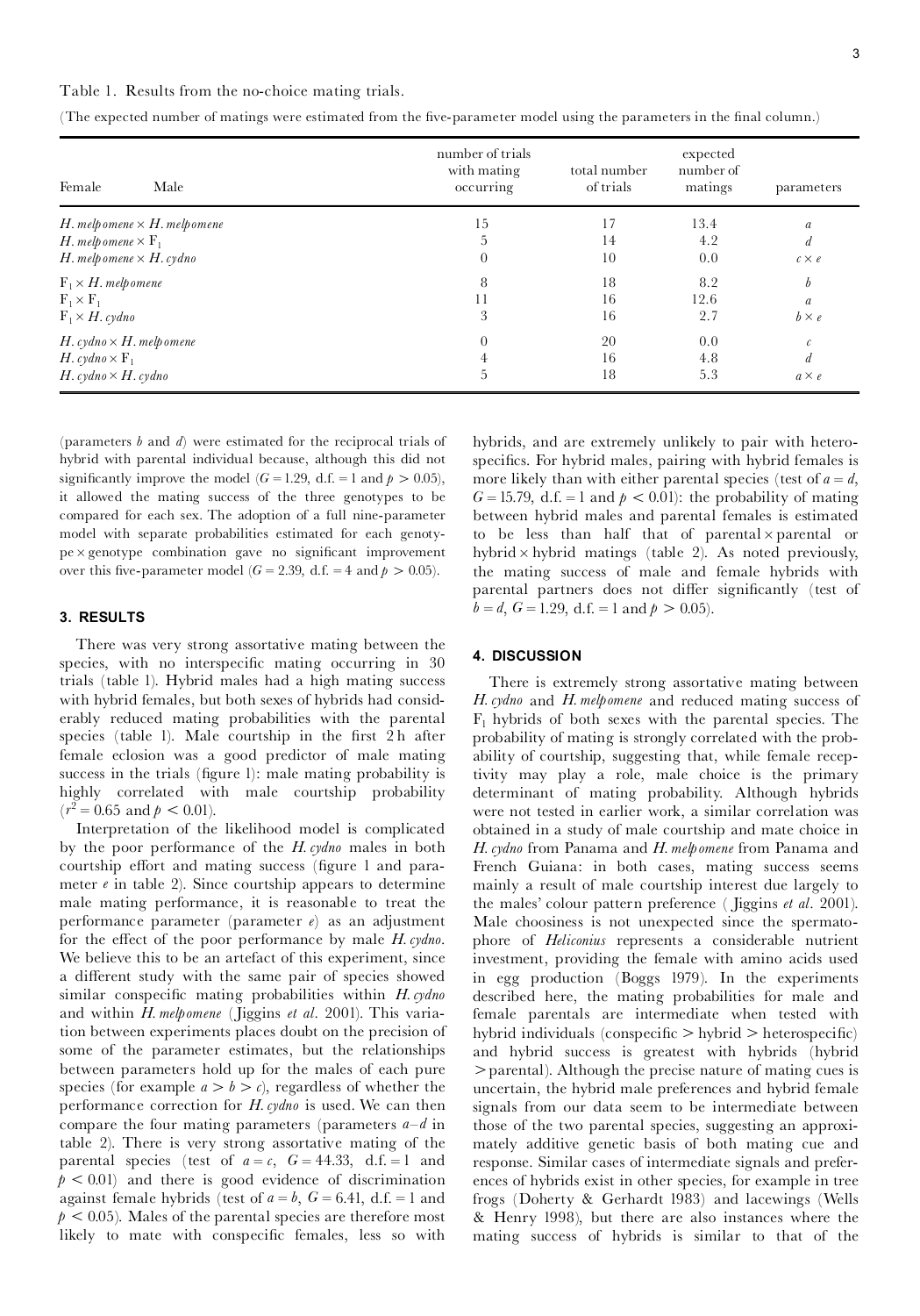Table 1. Results from the no-choice mating trials.

(The expected number of matings were estimated from the five-parameter model using the parameters in the final column.)

| Female | Male | number of trials with mating occurring | total number of trials | expected number of matings | parameters |
|---|---|---|---|---|---|
| *H. melpomene* × | *H. melpomene* | 15 | 17 | 13.4 | $a$ |
| *H. melpomene* × | $F_1$ | 5 | 14 | 4.2 | $d$ |
| *H. melpomene* × | *H. cydno* | 0 | 10 | 0.0 | $c \times e$ |
| $F_1$ × | *H. melpomene* | 8 | 18 | 8.2 | $b$ |
| $F_1$ × | $F_1$ | 11 | 16 | 12.6 | $a$ |
| $F_1$ × | *H. cydno* | 3 | 16 | 2.7 | $b \times e$ |
| *H. cydno* × | *H. melpomene* | 0 | 20 | 0.0 | $c$ |
| *H. cydno* × | $F_1$ | 4 | 16 | 4.8 | $d$ |
| *H. cydno* × | *H. cydno* | 5 | 18 | 5.3 | $a \times e$ |

(parameters $b$ and $d$) were estimated for the reciprocal trials of hybrid with parental individual because, although this did not significantly improve the model ($G = 1.29$, d.f. $= 1$ and $p > 0.05$), it allowed the mating success of the three genotypes to be compared for each sex. The adoption of a full nine-parameter model with separate probabilities estimated for each genotype × genotype combination gave no significant improvement over this five-parameter model ($G = 2.39$, d.f. $= 4$ and $p > 0.05$).

## 3. RESULTS

There was very strong assortative mating between the species, with no interspecific mating occurring in 30 trials (table 1). Hybrid males had a high mating success with hybrid females, but both sexes of hybrids had considerably reduced mating probabilities with the parental species (table 1). Male courtship in the first 2 h after female eclosion was a good predictor of male mating success in the trials (figure 1): male mating probability is highly correlated with male courtship probability ($r^2 = 0.65$ and $p < 0.01$).

Interpretation of the likelihood model is complicated by the poor performance of the *H. cydno* males in both courtship effort and mating success (figure 1 and parameter $e$ in table 2). Since courtship appears to determine male mating performance, it is reasonable to treat the performance parameter (parameter $e$) as an adjustment for the effect of the poor performance by male *H. cydno*. We believe this to be an artefact of this experiment, since a different study with the same pair of species showed similar conspecific mating probabilities within *H. cydno* and within *H. melpomene* (Jiggins *et al*. 2001). This variation between experiments places doubt on the precision of some of the parameter estimates, but the relationships between parameters hold up for the males of each pure species (for example $a > b > c$), regardless of whether the performance correction for *H. cydno* is used. We can then compare the four mating parameters (parameters $a$–$d$ in table 2). There is very strong assortative mating of the parental species (test of $a = c$, $G = 44.33$, d.f. $= 1$ and $p < 0.01$) and there is good evidence of discrimination against female hybrids (test of $a = b$, $G = 6.41$, d.f. $= 1$ and $p < 0.05$). Males of the parental species are therefore most likely to mate with conspecific females, less so with hybrids, and are extremely unlikely to pair with heterospecifics. For hybrid males, pairing with hybrid females is more likely than with either parental species (test of $a = d$, $G = 15.79$, d.f. $= 1$ and $p < 0.01$): the probability of mating between hybrid males and parental females is estimated to be less than half that of parental × parental or hybrid × hybrid matings (table 2). As noted previously, the mating success of male and female hybrids with parental partners does not differ significantly (test of $b = d$, $G = 1.29$, d.f. $= 1$ and $p > 0.05$).

## 4. DISCUSSION

There is extremely strong assortative mating between *H. cydno* and *H. melpomene* and reduced mating success of $F_1$ hybrids of both sexes with the parental species. The probability of mating is strongly correlated with the probability of courtship, suggesting that, while female receptivity may play a role, male choice is the primary determinant of mating probability. Although hybrids were not tested in earlier work, a similar correlation was obtained in a study of male courtship and mate choice in *H. cydno* from Panama and *H. melpomene* from Panama and French Guiana: in both cases, mating success seems mainly a result of male courtship interest due largely to the males' colour pattern preference (Jiggins *et al*. 2001). Male choosiness is not unexpected since the spermatophore of *Heliconius* represents a considerable nutrient investment, providing the female with amino acids used in egg production (Boggs 1979). In the experiments described here, the mating probabilities for male and female parentals are intermediate when tested with hybrid individuals (conspecific > hybrid > heterospecific) and hybrid success is greatest with hybrids (hybrid > parental). Although the precise nature of mating cues is uncertain, the hybrid male preferences and hybrid female signals from our data seem to be intermediate between those of the two parental species, suggesting an approximately additive genetic basis of both mating cue and response. Similar cases of intermediate signals and preferences of hybrids exist in other species, for example in tree frogs (Doherty & Gerhardt 1983) and lacewings (Wells & Henry 1998), but there are also instances where the mating success of hybrids is similar to that of the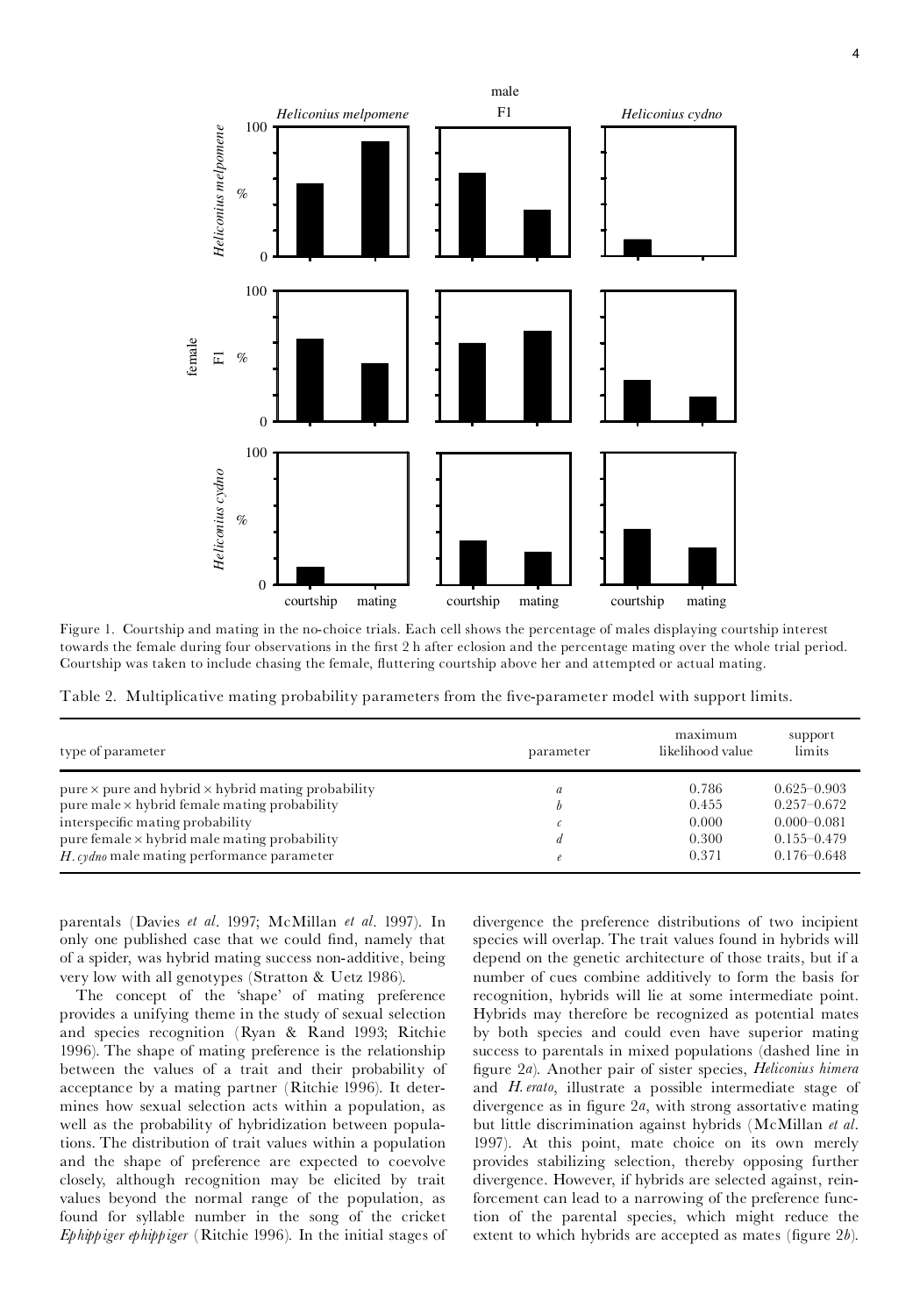Figure 1. Courtship and mating in the no-choice trials. Each cell shows the percentage of males displaying courtship interest towards the female during four observations in the first 2 h after eclosion and the percentage mating over the whole trial period. Courtship was taken to include chasing the female, fluttering courtship above her and attempted or actual mating.

Table 2. Multiplicative mating probability parameters from the five-parameter model with support limits.

| type of parameter | parameter | maximum likelihood value | support limits |
|---|---|---|---|
| pure × pure and hybrid × hybrid mating probability | $a$ | 0.786 | 0.625–0.903 |
| pure male × hybrid female mating probability | $b$ | 0.455 | 0.257–0.672 |
| interspecific mating probability | $c$ | 0.000 | 0.000–0.081 |
| pure female × hybrid male mating probability | $d$ | 0.300 | 0.155–0.479 |
| *H. cydno* male mating performance parameter | $e$ | 0.371 | 0.176–0.648 |

parentals (Davies *et al.* 1997; McMillan *et al.* 1997). In only one published case that we could find, namely that of a spider, was hybrid mating success non-additive, being very low with all genotypes (Stratton & Uetz 1986).

The concept of the 'shape' of mating preference provides a unifying theme in the study of sexual selection and species recognition (Ryan & Rand 1993; Ritchie 1996). The shape of mating preference is the relationship between the values of a trait and their probability of acceptance by a mating partner (Ritchie 1996). It determines how sexual selection acts within a population, as well as the probability of hybridization between populations. The distribution of trait values within a population and the shape of preference are expected to coevolve closely, although recognition may be elicited by trait values beyond the normal range of the population, as found for syllable number in the song of the cricket *Ephippiger ephippiger* (Ritchie 1996). In the initial stages of divergence the preference distributions of two incipient species will overlap. The trait values found in hybrids will depend on the genetic architecture of those traits, but if a number of cues combine additively to form the basis for recognition, hybrids will lie at some intermediate point. Hybrids may therefore be recognized as potential mates by both species and could even have superior mating success to parentals in mixed populations (dashed line in figure 2*a*). Another pair of sister species, *Heliconius himera* and *H. erato*, illustrate a possible intermediate stage of divergence as in figure 2*a*, with strong assortative mating but little discrimination against hybrids (McMillan *et al.* 1997). At this point, mate choice on its own merely provides stabilizing selection, thereby opposing further divergence. However, if hybrids are selected against, reinforcement can lead to a narrowing of the preference function of the parental species, which might reduce the extent to which hybrids are accepted as mates (figure 2*b*).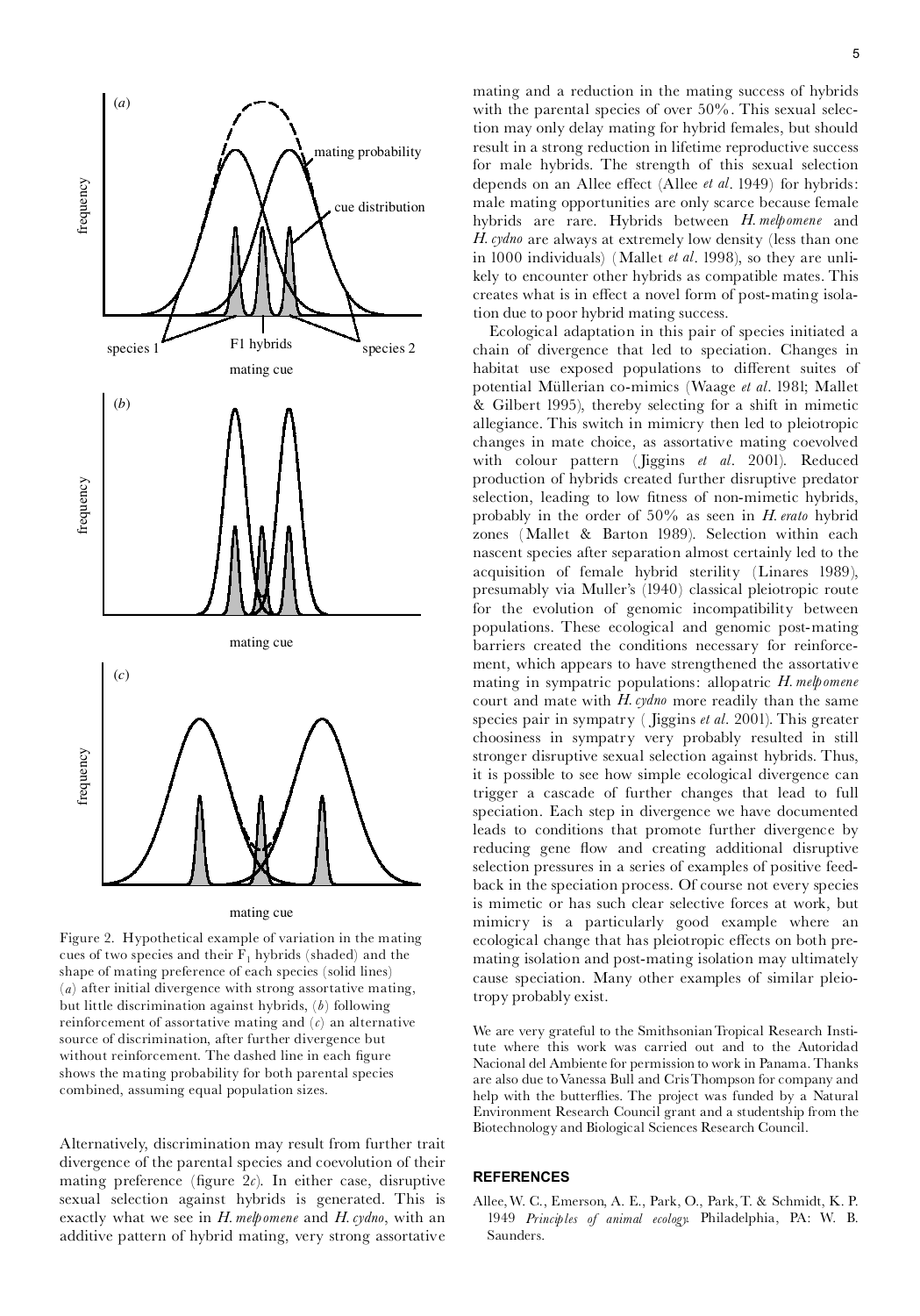Figure 2. Hypothetical example of variation in the mating cues of two species and their $F_1$ hybrids (shaded) and the shape of mating preference of each species (solid lines) (*a*) after initial divergence with strong assortative mating, but little discrimination against hybrids, (*b*) following reinforcement of assortative mating and (*c*) an alternative source of discrimination, after further divergence but without reinforcement. The dashed line in each figure shows the mating probability for both parental species combined, assuming equal population sizes.

Alternatively, discrimination may result from further trait divergence of the parental species and coevolution of their mating preference (figure 2*c*). In either case, disruptive sexual selection against hybrids is generated. This is exactly what we see in *H. melpomene* and *H. cydno*, with an additive pattern of hybrid mating, very strong assortative mating and a reduction in the mating success of hybrids with the parental species of over 50%. This sexual selection may only delay mating for hybrid females, but should result in a strong reduction in lifetime reproductive success for male hybrids. The strength of this sexual selection depends on an Allee effect (Allee *et al*. 1949) for hybrids: male mating opportunities are only scarce because female hybrids are rare. Hybrids between *H. melpomene* and *H. cydno* are always at extremely low density (less than one in 1000 individuals) (Mallet *et al*. 1998), so they are unlikely to encounter other hybrids as compatible mates. This creates what is in effect a novel form of post-mating isolation due to poor hybrid mating success.

Ecological adaptation in this pair of species initiated a chain of divergence that led to speciation. Changes in habitat use exposed populations to different suites of potential Müllerian co-mimics (Waage *et al*. 1981; Mallet & Gilbert 1995), thereby selecting for a shift in mimetic allegiance. This switch in mimicry then led to pleiotropic changes in mate choice, as assortative mating coevolved with colour pattern (Jiggins *et al*. 2001). Reduced production of hybrids created further disruptive predator selection, leading to low fitness of non-mimetic hybrids, probably in the order of 50% as seen in *H. erato* hybrid zones (Mallet & Barton 1989). Selection within each nascent species after separation almost certainly led to the acquisition of female hybrid sterility (Linares 1989), presumably via Muller's (1940) classical pleiotropic route for the evolution of genomic incompatibility between populations. These ecological and genomic post-mating barriers created the conditions necessary for reinforcement, which appears to have strengthened the assortative mating in sympatric populations: allopatric *H. melpomene* court and mate with *H. cydno* more readily than the same species pair in sympatry (Jiggins *et al*. 2001). This greater choosiness in sympatry very probably resulted in still stronger disruptive sexual selection against hybrids. Thus, it is possible to see how simple ecological divergence can trigger a cascade of further changes that lead to full speciation. Each step in divergence we have documented leads to conditions that promote further divergence by reducing gene flow and creating additional disruptive selection pressures in a series of examples of positive feedback in the speciation process. Of course not every species is mimetic or has such clear selective forces at work, but mimicry is a particularly good example where an ecological change that has pleiotropic effects on both pre-mating isolation and post-mating isolation may ultimately cause speciation. Many other examples of similar pleiotropy probably exist.

We are very grateful to the Smithsonian Tropical Research Institute where this work was carried out and to the Autoridad Nacional del Ambiente for permission to work in Panama. Thanks are also due to Vanessa Bull and Cris Thompson for company and help with the butterflies. The project was funded by a Natural Environment Research Council grant and a studentship from the Biotechnology and Biological Sciences Research Council.

## REFERENCES

Allee, W. C., Emerson, A. E., Park, O., Park, T. & Schmidt, K. P. 1949 *Principles of animal ecology*. Philadelphia, PA: W. B. Saunders.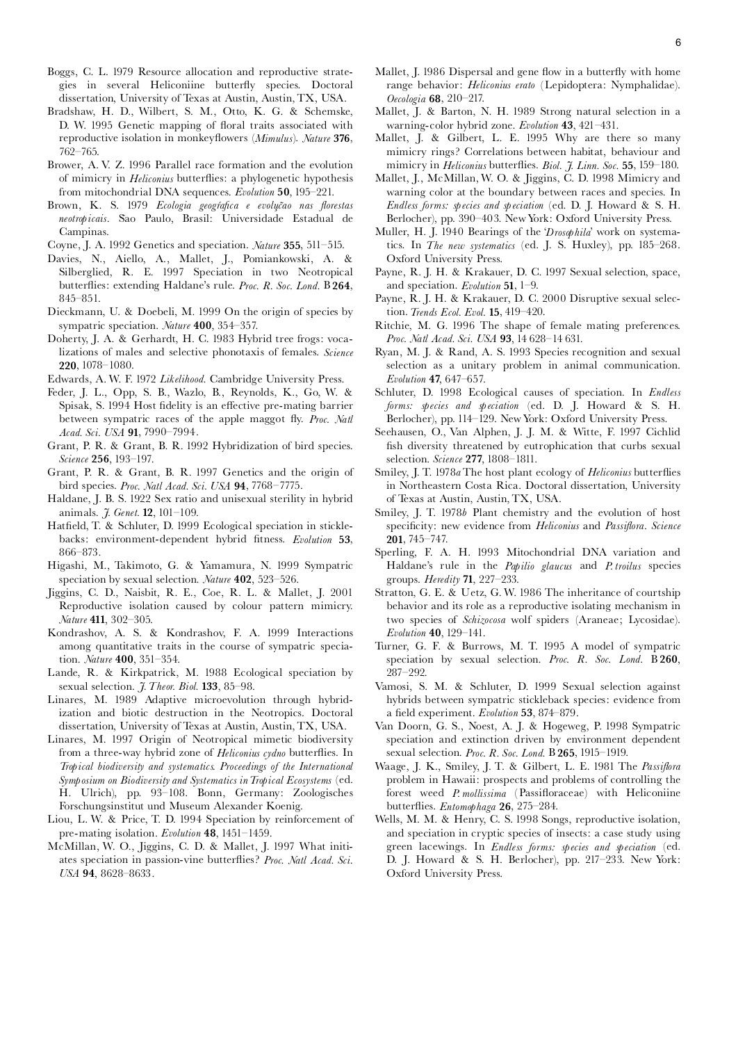Boggs, C. L. 1979 Resource allocation and reproductive strategies in several Heliconiine butterfly species. Doctoral dissertation, University of Texas at Austin, Austin, TX, USA.

Bradshaw, H. D., Wilbert, S. M., Otto, K. G. & Schemske, D. W. 1995 Genetic mapping of floral traits associated with reproductive isolation in monkeyflowers (*Mimulus*). *Nature* **376**, 762–765.

Brower, A. V. Z. 1996 Parallel race formation and the evolution of mimicry in *Heliconius* butterflies: a phylogenetic hypothesis from mitochondrial DNA sequences. *Evolution* **50**, 195–221.

Brown, K. S. 1979 *Ecologia geográfica e evolução nas florestas neotropicais*. Sao Paulo, Brasil: Universidade Estadual de Campinas.

Coyne, J. A. 1992 Genetics and speciation. *Nature* **355**, 511–515.

Davies, N., Aiello, A., Mallet, J., Pomiankowski, A. & Silberglied, R. E. 1997 Speciation in two Neotropical butterflies: extending Haldane's rule. *Proc. R. Soc. Lond.* B **264**, 845–851.

Dieckmann, U. & Doebeli, M. 1999 On the origin of species by sympatric speciation. *Nature* **400**, 354–357.

Doherty, J. A. & Gerhardt, H. C. 1983 Hybrid tree frogs: vocalizations of males and selective phonotaxis of females. *Science* **220**, 1078–1080.

Edwards, A. W. F. 1972 *Likelihood*. Cambridge University Press.

Feder, J. L., Opp, S. B., Wazlo, B., Reynolds, K., Go, W. & Spisak, S. 1994 Host fidelity is an effective pre-mating barrier between sympatric races of the apple maggot fly. *Proc. Natl Acad. Sci. USA* **91**, 7990–7994.

Grant, P. R. & Grant, B. R. 1992 Hybridization of bird species. *Science* **256**, 193–197.

Grant, P. R. & Grant, B. R. 1997 Genetics and the origin of bird species. *Proc. Natl Acad. Sci. USA* **94**, 7768–7775.

Haldane, J. B. S. 1922 Sex ratio and unisexual sterility in hybrid animals. *J. Genet.* **12**, 101–109.

Hatfield, T. & Schluter, D. 1999 Ecological speciation in sticklebacks: environment-dependent hybrid fitness. *Evolution* **53**, 866–873.

Higashi, M., Takimoto, G. & Yamamura, N. 1999 Sympatric speciation by sexual selection. *Nature* **402**, 523–526.

Jiggins, C. D., Naisbit, R. E., Coe, R. L. & Mallet, J. 2001 Reproductive isolation caused by colour pattern mimicry. *Nature* **411**, 302–305.

Kondrashov, A. S. & Kondrashov, F. A. 1999 Interactions among quantitative traits in the course of sympatric speciation. *Nature* **400**, 351–354.

Lande, R. & Kirkpatrick, M. 1988 Ecological speciation by sexual selection. *J. Theor. Biol.* **133**, 85–98.

Linares, M. 1989 Adaptive microevolution through hybridization and biotic destruction in the Neotropics. Doctoral dissertation, University of Texas at Austin, Austin, TX, USA.

Linares, M. 1997 Origin of Neotropical mimetic biodiversity from a three-way hybrid zone of *Heliconius cydno* butterflies. In *Tropical biodiversity and systematics. Proceedings of the International Symposium on Biodiversity and Systematics in Tropical Ecosystems* (ed. H. Ulrich), pp. 93–108. Bonn, Germany: Zoologisches Forschungsinstitut und Museum Alexander Koenig.

Liou, L. W. & Price, T. D. 1994 Speciation by reinforcement of pre-mating isolation. *Evolution* **48**, 1451–1459.

McMillan, W. O., Jiggins, C. D. & Mallet, J. 1997 What initiates speciation in passion-vine butterflies? *Proc. Natl Acad. Sci. USA* **94**, 8628–8633.

Mallet, J. 1986 Dispersal and gene flow in a butterfly with home range behavior: *Heliconius erato* (Lepidoptera: Nymphalidae). *Oecologia* **68**, 210–217.

Mallet, J. & Barton, N. H. 1989 Strong natural selection in a warning-color hybrid zone. *Evolution* **43**, 421–431.

Mallet, J. & Gilbert, L. E. 1995 Why are there so many mimicry rings? Correlations between habitat, behaviour and mimicry in *Heliconius* butterflies. *Biol. J. Linn. Soc.* **55**, 159–180.

Mallet, J., McMillan, W. O. & Jiggins, C. D. 1998 Mimicry and warning color at the boundary between races and species. In *Endless forms: species and speciation* (ed. D. J. Howard & S. H. Berlocher), pp. 390–403. New York: Oxford University Press.

Muller, H. J. 1940 Bearings of the '*Drosophila*' work on systematics. In *The new systematics* (ed. J. S. Huxley), pp. 185–268. Oxford University Press.

Payne, R. J. H. & Krakauer, D. C. 1997 Sexual selection, space, and speciation. *Evolution* **51**, 1–9.

Payne, R. J. H. & Krakauer, D. C. 2000 Disruptive sexual selection. *Trends Ecol. Evol.* **15**, 419–420.

Ritchie, M. G. 1996 The shape of female mating preferences. *Proc. Natl Acad. Sci. USA* **93**, 14 628–14 631.

Ryan, M. J. & Rand, A. S. 1993 Species recognition and sexual selection as a unitary problem in animal communication. *Evolution* **47**, 647–657.

Schluter, D. 1998 Ecological causes of speciation. In *Endless forms: species and speciation* (ed. D. J. Howard & S. H. Berlocher), pp. 114–129. New York: Oxford University Press.

Seehausen, O., Van Alphen, J. J. M. & Witte, F. 1997 Cichlid fish diversity threatened by eutrophication that curbs sexual selection. *Science* **277**, 1808–1811.

Smiley, J. T. 1978*a* The host plant ecology of *Heliconius* butterflies in Northeastern Costa Rica. Doctoral dissertation, University of Texas at Austin, Austin, TX, USA.

Smiley, J. T. 1978*b* Plant chemistry and the evolution of host specificity: new evidence from *Heliconius* and *Passiflora*. *Science* **201**, 745–747.

Sperling, F. A. H. 1993 Mitochondrial DNA variation and Haldane's rule in the *Papilio glaucus* and *P. troilus* species groups. *Heredity* **71**, 227–233.

Stratton, G. E. & Uetz, G. W. 1986 The inheritance of courtship behavior and its role as a reproductive isolating mechanism in two species of *Schizocosa* wolf spiders (Araneae; Lycosidae). *Evolution* **40**, 129–141.

Turner, G. F. & Burrows, M. T. 1995 A model of sympatric speciation by sexual selection. *Proc. R. Soc. Lond.* B **260**, 287–292.

Vamosi, S. M. & Schluter, D. 1999 Sexual selection against hybrids between sympatric stickleback species: evidence from a field experiment. *Evolution* **53**, 874–879.

Van Doorn, G. S., Noest, A. J. & Hogeweg, P. 1998 Sympatric speciation and extinction driven by environment dependent sexual selection. *Proc. R. Soc. Lond.* B **265**, 1915–1919.

Waage, J. K., Smiley, J. T. & Gilbert, L. E. 1981 The *Passiflora* problem in Hawaii: prospects and problems of controlling the forest weed *P. mollissima* (Passifloraceae) with Heliconiine butterflies. *Entomophaga* **26**, 275–284.

Wells, M. M. & Henry, C. S. 1998 Songs, reproductive isolation, and speciation in cryptic species of insects: a case study using green lacewings. In *Endless forms: species and speciation* (ed. D. J. Howard & S. H. Berlocher), pp. 217–233. New York: Oxford University Press.